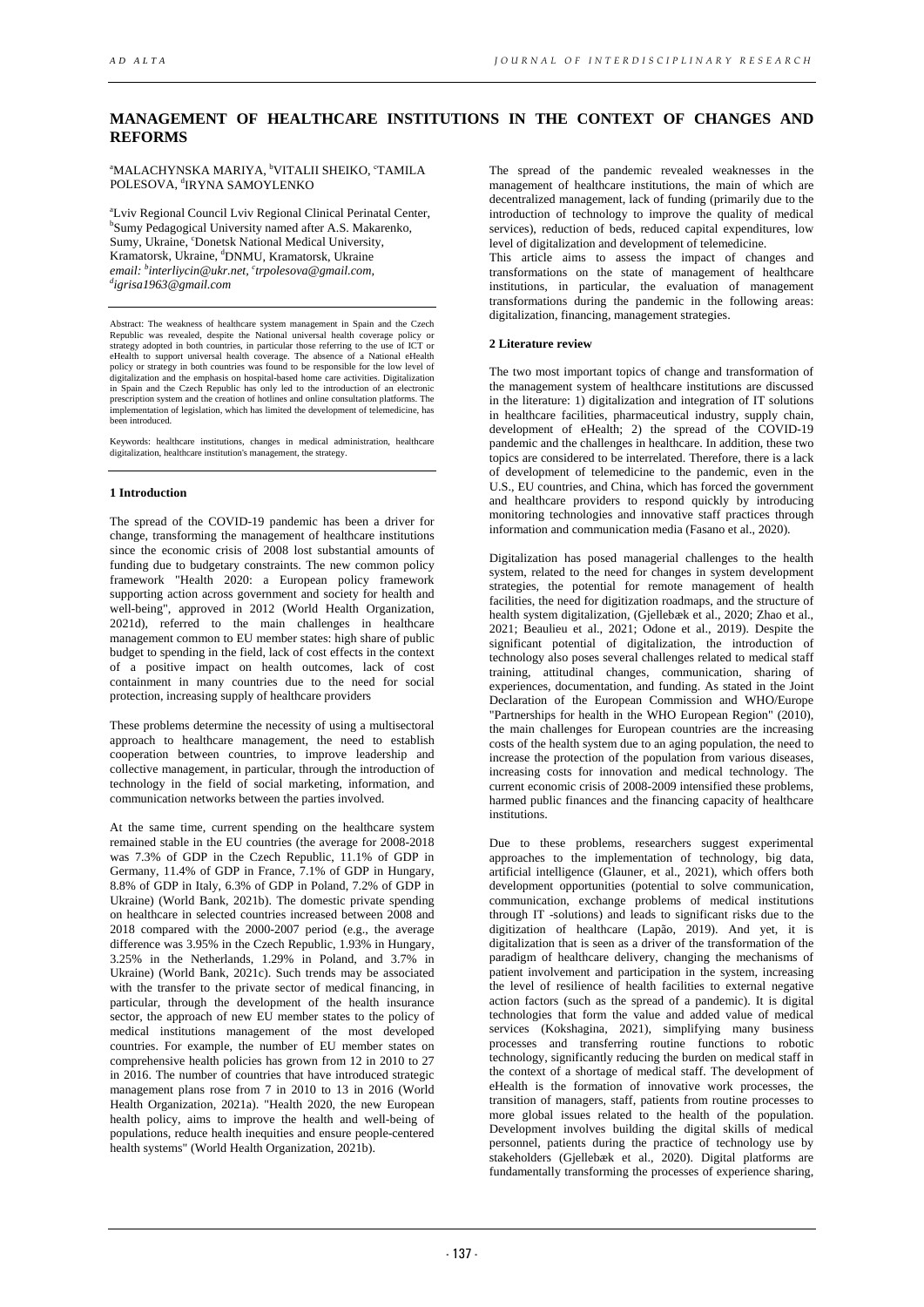# MANAGEMENT OF HEALTHCARE INSTITUTIONS IN THE CONTEXT OF CHANGES AND REFORMS

[a]MALACHYNSKA MARIYA, [b]VITALII SHEIKO, [c]TAMILA POLESOVA, [d]IRYNA SAMOYLENKO

[a]Lviv Regional Council Lviv Regional Clinical Perinatal Center, [b]Sumy Pedagogical University named after A.S. Makarenko, Sumy, Ukraine, [c]Donetsk National Medical University, Kramatorsk, Ukraine, [d]DNMU, Kramatorsk, Ukraine
*email: [b]interliycin@ukr.net, [c]trpolesova@gmail.com, [d]igrisa1963@gmail.com*

Abstract: The weakness of healthcare system management in Spain and the Czech Republic was revealed, despite the National universal health coverage policy or strategy adopted in both countries, in particular those referring to the use of ICT or eHealth to support universal health coverage. The absence of a National eHealth policy or strategy in both countries was found to be responsible for the low level of digitalization and the emphasis on hospital-based home care activities. Digitalization in Spain and the Czech Republic has only led to the introduction of an electronic prescription system and the creation of hotlines and online consultation platforms. The implementation of legislation, which has limited the development of telemedicine, has been introduced.

Keywords: healthcare institutions, changes in medical administration, healthcare digitalization, healthcare institution's management, the strategy.

## 1 Introduction

The spread of the COVID-19 pandemic has been a driver for change, transforming the management of healthcare institutions since the economic crisis of 2008 lost substantial amounts of funding due to budgetary constraints. The new common policy framework "Health 2020: a European policy framework supporting action across government and society for health and well-being", approved in 2012 (World Health Organization, 2021d), referred to the main challenges in healthcare management common to EU member states: high share of public budget to spending in the field, lack of cost effects in the context of a positive impact on health outcomes, lack of cost containment in many countries due to the need for social protection, increasing supply of healthcare providers

These problems determine the necessity of using a multisectoral approach to healthcare management, the need to establish cooperation between countries, to improve leadership and collective management, in particular, through the introduction of technology in the field of social marketing, information, and communication networks between the parties involved.

At the same time, current spending on the healthcare system remained stable in the EU countries (the average for 2008-2018 was 7.3% of GDP in the Czech Republic, 11.1% of GDP in Germany, 11.4% of GDP in France, 7.1% of GDP in Hungary, 8.8% of GDP in Italy, 6.3% of GDP in Poland, 7.2% of GDP in Ukraine) (World Bank, 2021b). The domestic private spending on healthcare in selected countries increased between 2008 and 2018 compared with the 2000-2007 period (e.g., the average difference was 3.95% in the Czech Republic, 1.93% in Hungary, 3.25% in the Netherlands, 1.29% in Poland, and 3.7% in Ukraine) (World Bank, 2021c). Such trends may be associated with the transfer to the private sector of medical financing, in particular, through the development of the health insurance sector, the approach of new EU member states to the policy of medical institutions management of the most developed countries. For example, the number of EU member states on comprehensive health policies has grown from 12 in 2010 to 27 in 2016. The number of countries that have introduced strategic management plans rose from 7 in 2010 to 13 in 2016 (World Health Organization, 2021a). "Health 2020, the new European health policy, aims to improve the health and well-being of populations, reduce health inequities and ensure people-centered health systems" (World Health Organization, 2021b).

The spread of the pandemic revealed weaknesses in the management of healthcare institutions, the main of which are decentralized management, lack of funding (primarily due to the introduction of technology to improve the quality of medical services), reduction of beds, reduced capital expenditures, low level of digitalization and development of telemedicine.

This article aims to assess the impact of changes and transformations on the state of management of healthcare institutions, in particular, the evaluation of management transformations during the pandemic in the following areas: digitalization, financing, management strategies.

## 2 Literature review

The two most important topics of change and transformation of the management system of healthcare institutions are discussed in the literature: 1) digitalization and integration of IT solutions in healthcare facilities, pharmaceutical industry, supply chain, development of eHealth; 2) the spread of the COVID-19 pandemic and the challenges in healthcare. In addition, these two topics are considered to be interrelated. Therefore, there is a lack of development of telemedicine to the pandemic, even in the U.S., EU countries, and China, which has forced the government and healthcare providers to respond quickly by introducing monitoring technologies and innovative staff practices through information and communication media (Fasano et al., 2020).

Digitalization has posed managerial challenges to the health system, related to the need for changes in system development strategies, the potential for remote management of health facilities, the need for digitization roadmaps, and the structure of health system digitalization, (Gjellebæk et al., 2020; Zhao et al., 2021; Beaulieu et al., 2021; Odone et al., 2019). Despite the significant potential of digitalization, the introduction of technology also poses several challenges related to medical staff training, attitudinal changes, communication, sharing of experiences, documentation, and funding. As stated in the Joint Declaration of the European Commission and WHO/Europe "Partnerships for health in the WHO European Region" (2010), the main challenges for European countries are the increasing costs of the health system due to an aging population, the need to increase the protection of the population from various diseases, increasing costs for innovation and medical technology. The current economic crisis of 2008-2009 intensified these problems, harmed public finances and the financing capacity of healthcare institutions.

Due to these problems, researchers suggest experimental approaches to the implementation of technology, big data, artificial intelligence (Glauner, et al., 2021), which offers both development opportunities (potential to solve communication, communication, exchange problems of medical institutions through IT -solutions) and leads to significant risks due to the digitization of healthcare (Lapão, 2019). And yet, it is digitalization that is seen as a driver of the transformation of the paradigm of healthcare delivery, changing the mechanisms of patient involvement and participation in the system, increasing the level of resilience of health facilities to external negative action factors (such as the spread of a pandemic). It is digital technologies that form the value and added value of medical services (Kokshagina, 2021), simplifying many business processes and transferring routine functions to robotic technology, significantly reducing the burden on medical staff in the context of a shortage of medical staff. The development of eHealth is the formation of innovative work processes, the transition of managers, staff, patients from routine processes to more global issues related to the health of the population. Development involves building the digital skills of medical personnel, patients during the practice of technology use by stakeholders (Gjellebæk et al., 2020). Digital platforms are fundamentally transforming the processes of experience sharing,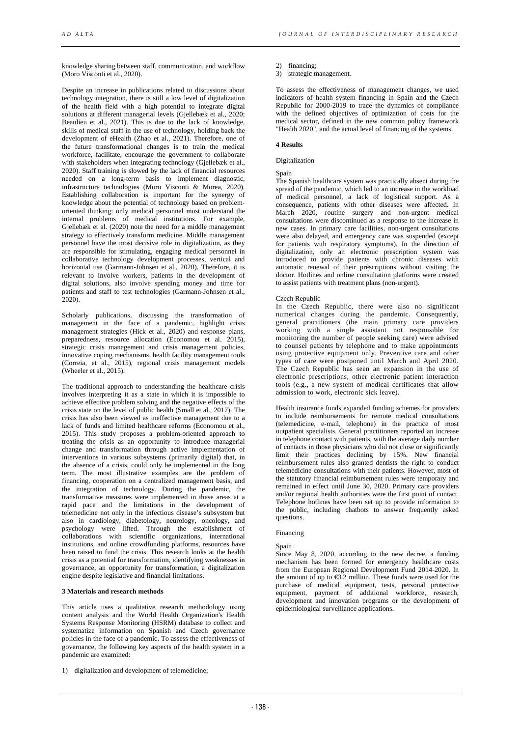knowledge sharing between staff, communication, and workflow (Moro Visconti et al., 2020).

Despite an increase in publications related to discussions about technology integration, there is still a low level of digitalization of the health field with a high potential to integrate digital solutions at different managerial levels (Gjellebæk et al., 2020; Beaulieu et al., 2021). This is due to the lack of knowledge, skills of medical staff in the use of technology, holding back the development of eHealth (Zhao et al., 2021). Therefore, one of the future transformational changes is to train the medical workforce, facilitate, encourage the government to collaborate with stakeholders when integrating technology (Gjellebæk et al., 2020). Staff training is slowed by the lack of financial resources needed on a long-term basis to implement diagnostic, infrastructure technologies (Moro Visconti & Morea, 2020). Establishing collaboration is important for the synergy of knowledge about the potential of technology based on problem-oriented thinking: only medical personnel must understand the internal problems of medical institutions. For example, Gjellebæk et al. (2020) note the need for a middle management strategy to effectively transform medicine. Middle management personnel have the most decisive role in digitalization, as they are responsible for stimulating, engaging medical personnel in collaborative technology development processes, vertical and horizontal use (Garmann-Johnsen et al., 2020). Therefore, it is relevant to involve workers, patients in the development of digital solutions, also involve spending money and time for patients and staff to test technologies (Garmann-Johnsen et al., 2020).

Scholarly publications, discussing the transformation of management in the face of a pandemic, highlight crisis management strategies (Hick et al., 2020) and response plans, preparedness, resource allocation (Economou et al. 2015), strategic crisis management and crisis management policies, innovative coping mechanisms, health facility management tools (Correia, et al., 2015), regional crisis management models (Wheeler et al., 2015).

The traditional approach to understanding the healthcare crisis involves interpreting it as a state in which it is impossible to achieve effective problem solving and the negative effects of the crisis state on the level of public health (Small et al., 2017). The crisis has also been viewed as ineffective management due to a lack of funds and limited healthcare reforms (Economou et al., 2015). This study proposes a problem-oriented approach to treating the crisis as an opportunity to introduce managerial change and transformation through active implementation of interventions in various subsystems (primarily digital) that, in the absence of a crisis, could only be implemented in the long term. The most illustrative examples are the problem of financing, cooperation on a centralized management basis, and the integration of technology. During the pandemic, the transformative measures were implemented in these areas at a rapid pace and the limitations in the development of telemedicine not only in the infectious disease's subsystem but also in cardiology, diabetology, neurology, oncology, and psychology were lifted. Through the establishment of collaborations with scientific organizations, international institutions, and online crowdfunding platforms, resources have been raised to fund the crisis. This research looks at the health crisis as a potential for transformation, identifying weaknesses in governance, an opportunity for transformation, a digitalization engine despite legislative and financial limitations.

## 3 Materials and research methods

This article uses a qualitative research methodology using content analysis and the World Health Organization's Health Systems Response Monitoring (HSRM) database to collect and systematize information on Spanish and Czech governance policies in the face of a pandemic. To assess the effectiveness of governance, the following key aspects of the health system in a pandemic are examined:

1) digitalization and development of telemedicine;
2) financing;
3) strategic management.

To assess the effectiveness of management changes, we used indicators of health system financing in Spain and the Czech Republic for 2000-2019 to trace the dynamics of compliance with the defined objectives of optimization of costs for the medical sector, defined in the new common policy framework "Health 2020", and the actual level of financing of the systems.

## 4 Results

### Digitalization

#### Spain

The Spanish healthcare system was practically absent during the spread of the pandemic, which led to an increase in the workload of medical personnel, a lack of logistical support. As a consequence, patients with other diseases were affected. In March 2020, routine surgery and non-urgent medical consultations were discontinued as a response to the increase in new cases. In primary care facilities, non-urgent consultations were also delayed, and emergency care was suspended (except for patients with respiratory symptoms). In the direction of digitalization, only an electronic prescription system was introduced to provide patients with chronic diseases with automatic renewal of their prescriptions without visiting the doctor. Hotlines and online consultation platforms were created to assist patients with treatment plans (non-urgent).

#### Czech Republic

In the Czech Republic, there were also no significant numerical changes during the pandemic. Consequently, general practitioners (the main primary care providers working with a single assistant not responsible for monitoring the number of people seeking care) were advised to counsel patients by telephone and to make appointments using protective equipment only. Preventive care and other types of care were postponed until March and April 2020. The Czech Republic has seen an expansion in the use of electronic prescriptions, other electronic patient interaction tools (e.g., a new system of medical certificates that allow admission to work, electronic sick leave).

Health insurance funds expanded funding schemes for providers to include reimbursements for remote medical consultations (telemedicine, e-mail, telephone) in the practice of most outpatient specialists. General practitioners reported an increase in telephone contact with patients, with the average daily number of contacts in those physicians who did not close or significantly limit their practices declining by 15%. New financial reimbursement rules also granted dentists the right to conduct telemedicine consultations with their patients. However, most of the statutory financial reimbursement rules were temporary and remained in effect until June 30, 2020. Primary care providers and/or regional health authorities were the first point of contact. Telephone hotlines have been set up to provide information to the public, including chatbots to answer frequently asked questions.

### Financing

#### Spain

Since May 8, 2020, according to the new decree, a funding mechanism has been formed for emergency healthcare costs from the European Regional Development Fund 2014-2020. In the amount of up to €3.2 million. These funds were used for the purchase of medical equipment, tests, personal protective equipment, payment of additional workforce, research, development and innovation programs or the development of epidemiological surveillance applications.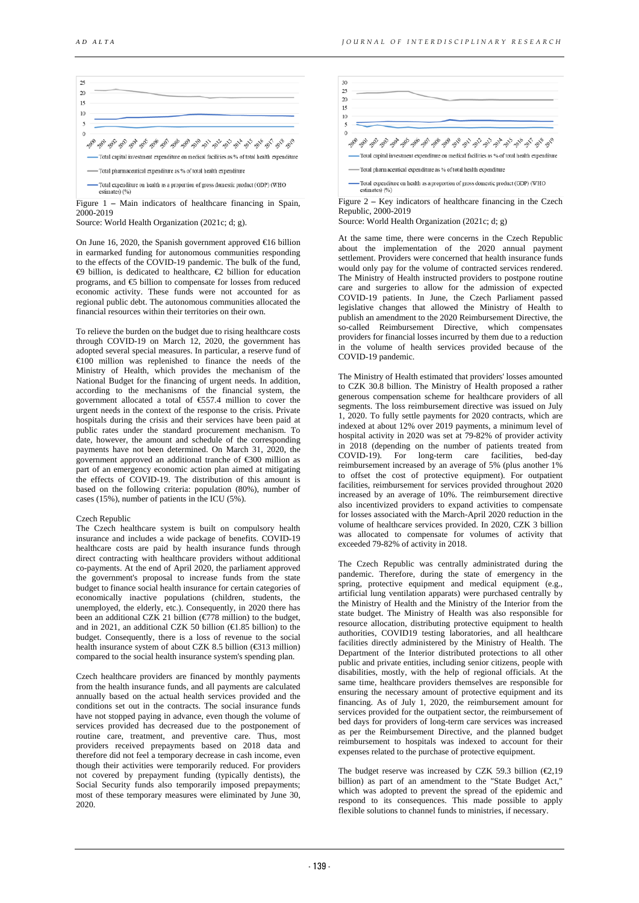Figure 1 – Main indicators of healthcare financing in Spain, 2000-2019

Source: World Health Organization (2021c; d; g).

On June 16, 2020, the Spanish government approved €16 billion in earmarked funding for autonomous communities responding to the effects of the COVID-19 pandemic. The bulk of the fund, €9 billion, is dedicated to healthcare, €2 billion for education programs, and €5 billion to compensate for losses from reduced economic activity. These funds were not accounted for as regional public debt. The autonomous communities allocated the financial resources within their territories on their own.

To relieve the burden on the budget due to rising healthcare costs through COVID-19 on March 12, 2020, the government has adopted several special measures. In particular, a reserve fund of €100 million was replenished to finance the needs of the Ministry of Health, which provides the mechanism of the National Budget for the financing of urgent needs. In addition, according to the mechanisms of the financial system, the government allocated a total of €557.4 million to cover the urgent needs in the context of the response to the crisis. Private hospitals during the crisis and their services have been paid at public rates under the standard procurement mechanism. To date, however, the amount and schedule of the corresponding payments have not been determined. On March 31, 2020, the government approved an additional tranche of €300 million as part of an emergency economic action plan aimed at mitigating the effects of COVID-19. The distribution of this amount is based on the following criteria: population (80%), number of cases (15%), number of patients in the ICU (5%).

Czech Republic

The Czech healthcare system is built on compulsory health insurance and includes a wide package of benefits. COVID-19 healthcare costs are paid by health insurance funds through direct contracting with healthcare providers without additional co-payments. At the end of April 2020, the parliament approved the government's proposal to increase funds from the state budget to finance social health insurance for certain categories of economically inactive populations (children, students, the unemployed, the elderly, etc.). Consequently, in 2020 there has been an additional CZK 21 billion (€778 million) to the budget, and in 2021, an additional CZK 50 billion (€1.85 billion) to the budget. Consequently, there is a loss of revenue to the social health insurance system of about CZK 8.5 billion (€313 million) compared to the social health insurance system's spending plan.

Czech healthcare providers are financed by monthly payments from the health insurance funds, and all payments are calculated annually based on the actual health services provided and the conditions set out in the contracts. The social insurance funds have not stopped paying in advance, even though the volume of services provided has decreased due to the postponement of routine care, treatment, and preventive care. Thus, most providers received prepayments based on 2018 data and therefore did not feel a temporary decrease in cash income, even though their activities were temporarily reduced. For providers not covered by prepayment funding (typically dentists), the Social Security funds also temporarily imposed prepayments; most of these temporary measures were eliminated by June 30, 2020.

Figure 2 – Key indicators of healthcare financing in the Czech Republic, 2000-2019

Source: World Health Organization (2021c; d; g)

At the same time, there were concerns in the Czech Republic about the implementation of the 2020 annual payment settlement. Providers were concerned that health insurance funds would only pay for the volume of contracted services rendered. The Ministry of Health instructed providers to postpone routine care and surgeries to allow for the admission of expected COVID-19 patients. In June, the Czech Parliament passed legislative changes that allowed the Ministry of Health to publish an amendment to the 2020 Reimbursement Directive, the so-called Reimbursement Directive, which compensates providers for financial losses incurred by them due to a reduction in the volume of health services provided because of the COVID-19 pandemic.

The Ministry of Health estimated that providers' losses amounted to CZK 30.8 billion. The Ministry of Health proposed a rather generous compensation scheme for healthcare providers of all segments. The loss reimbursement directive was issued on July 1, 2020. To fully settle payments for 2020 contracts, which are indexed at about 12% over 2019 payments, a minimum level of hospital activity in 2020 was set at 79-82% of provider activity in 2018 (depending on the number of patients treated from COVID-19). For long-term care facilities, bed-day reimbursement increased by an average of 5% (plus another 1% to offset the cost of protective equipment). For outpatient facilities, reimbursement for services provided throughout 2020 increased by an average of 10%. The reimbursement directive also incentivized providers to expand activities to compensate for losses associated with the March-April 2020 reduction in the volume of healthcare services provided. In 2020, CZK 3 billion was allocated to compensate for volumes of activity that exceeded 79-82% of activity in 2018.

The Czech Republic was centrally administrated during the pandemic. Therefore, during the state of emergency in the spring, protective equipment and medical equipment (e.g., artificial lung ventilation apparats) were purchased centrally by the Ministry of Health and the Ministry of the Interior from the state budget. The Ministry of Health was also responsible for resource allocation, distributing protective equipment to health authorities, COVID19 testing laboratories, and all healthcare facilities directly administered by the Ministry of Health. The Department of the Interior distributed protections to all other public and private entities, including senior citizens, people with disabilities, mostly, with the help of regional officials. At the same time, healthcare providers themselves are responsible for ensuring the necessary amount of protective equipment and its financing. As of July 1, 2020, the reimbursement amount for services provided for the outpatient sector, the reimbursement of bed days for providers of long-term care services was increased as per the Reimbursement Directive, and the planned budget reimbursement to hospitals was indexed to account for their expenses related to the purchase of protective equipment.

The budget reserve was increased by CZK 59.3 billion (€2,19 billion) as part of an amendment to the "State Budget Act," which was adopted to prevent the spread of the epidemic and respond to its consequences. This made possible to apply flexible solutions to channel funds to ministries, if necessary.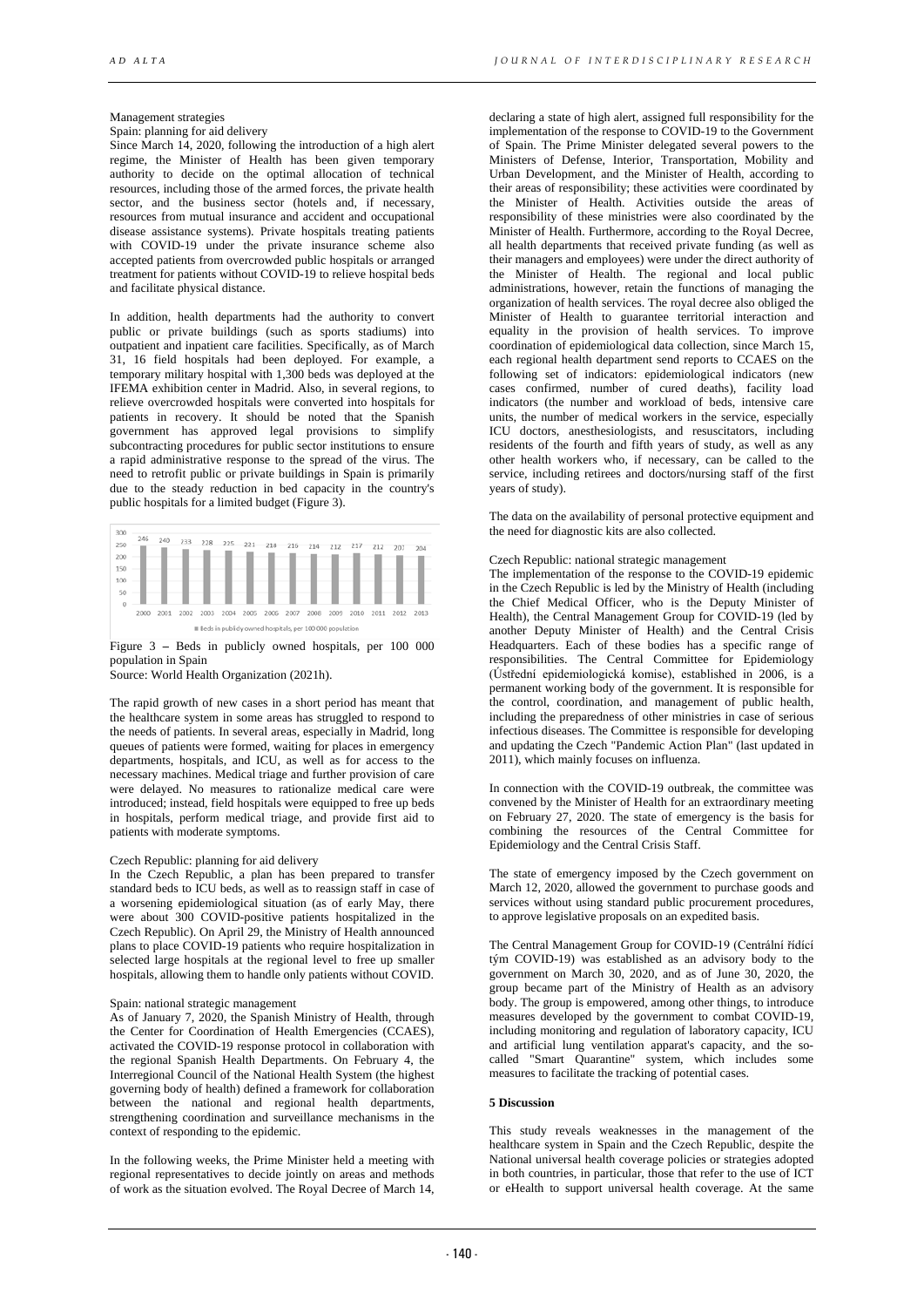Management strategies

Spain: planning for aid delivery

Since March 14, 2020, following the introduction of a high alert regime, the Minister of Health has been given temporary authority to decide on the optimal allocation of technical resources, including those of the armed forces, the private health sector, and the business sector (hotels and, if necessary, resources from mutual insurance and accident and occupational disease assistance systems). Private hospitals treating patients with COVID-19 under the private insurance scheme also accepted patients from overcrowded public hospitals or arranged treatment for patients without COVID-19 to relieve hospital beds and facilitate physical distance.

In addition, health departments had the authority to convert public or private buildings (such as sports stadiums) into outpatient and inpatient care facilities. Specifically, as of March 31, 16 field hospitals had been deployed. For example, a temporary military hospital with 1,300 beds was deployed at the IFEMA exhibition center in Madrid. Also, in several regions, to relieve overcrowded hospitals were converted into hospitals for patients in recovery. It should be noted that the Spanish government has approved legal provisions to simplify subcontracting procedures for public sector institutions to ensure a rapid administrative response to the spread of the virus. The need to retrofit public or private buildings in Spain is primarily due to the steady reduction in bed capacity in the country's public hospitals for a limited budget (Figure 3).

| Year | 2000 | 2001 | 2002 | 2003 | 2004 | 2005 | 2006 | 2007 | 2008 | 2009 | 2010 | 2011 | 2012 | 2013 |
|---|---|---|---|---|---|---|---|---|---|---|---|---|---|---|
| Beds in publicly owned hospitals, per 100 000 population | 246 | 240 | 233 | 228 | 225 | 221 | 218 | 216 | 214 | 212 | 217 | 212 | 207 | 204 |

Figure 3 – Beds in publicly owned hospitals, per 100 000 population in Spain

Source: World Health Organization (2021h).

The rapid growth of new cases in a short period has meant that the healthcare system in some areas has struggled to respond to the needs of patients. In several areas, especially in Madrid, long queues of patients were formed, waiting for places in emergency departments, hospitals, and ICU, as well as for access to the necessary machines. Medical triage and further provision of care were delayed. No measures to rationalize medical care were introduced; instead, field hospitals were equipped to free up beds in hospitals, perform medical triage, and provide first aid to patients with moderate symptoms.

Czech Republic: planning for aid delivery

In the Czech Republic, a plan has been prepared to transfer standard beds to ICU beds, as well as to reassign staff in case of a worsening epidemiological situation (as of early May, there were about 300 COVID-positive patients hospitalized in the Czech Republic). On April 29, the Ministry of Health announced plans to place COVID-19 patients who require hospitalization in selected large hospitals at the regional level to free up smaller hospitals, allowing them to handle only patients without COVID.

Spain: national strategic management

As of January 7, 2020, the Spanish Ministry of Health, through the Center for Coordination of Health Emergencies (CCAES), activated the COVID-19 response protocol in collaboration with the regional Spanish Health Departments. On February 4, the Interregional Council of the National Health System (the highest governing body of health) defined a framework for collaboration between the national and regional health departments, strengthening coordination and surveillance mechanisms in the context of responding to the epidemic.

In the following weeks, the Prime Minister held a meeting with regional representatives to decide jointly on areas and methods of work as the situation evolved. The Royal Decree of March 14, declaring a state of high alert, assigned full responsibility for the implementation of the response to COVID-19 to the Government of Spain. The Prime Minister delegated several powers to the Ministers of Defense, Interior, Transportation, Mobility and Urban Development, and the Minister of Health, according to their areas of responsibility; these activities were coordinated by the Minister of Health. Activities outside the areas of responsibility of these ministries were also coordinated by the Minister of Health. Furthermore, according to the Royal Decree, all health departments that received private funding (as well as their managers and employees) were under the direct authority of the Minister of Health. The regional and local public administrations, however, retain the functions of managing the organization of health services. The royal decree also obliged the Minister of Health to guarantee territorial interaction and equality in the provision of health services. To improve coordination of epidemiological data collection, since March 15, each regional health department send reports to CCAES on the following set of indicators: epidemiological indicators (new cases confirmed, number of cured deaths), facility load indicators (the number and workload of beds, intensive care units, the number of medical workers in the service, especially ICU doctors, anesthesiologists, and resuscitators, including residents of the fourth and fifth years of study, as well as any other health workers who, if necessary, can be called to the service, including retirees and doctors/nursing staff of the first years of study).

The data on the availability of personal protective equipment and the need for diagnostic kits are also collected.

Czech Republic: national strategic management

The implementation of the response to the COVID-19 epidemic in the Czech Republic is led by the Ministry of Health (including the Chief Medical Officer, who is the Deputy Minister of Health), the Central Management Group for COVID-19 (led by another Deputy Minister of Health) and the Central Crisis Headquarters. Each of these bodies has a specific range of responsibilities. The Central Committee for Epidemiology (Ústřední epidemiologická komise), established in 2006, is a permanent working body of the government. It is responsible for the control, coordination, and management of public health, including the preparedness of other ministries in case of serious infectious diseases. The Committee is responsible for developing and updating the Czech "Pandemic Action Plan" (last updated in 2011), which mainly focuses on influenza.

In connection with the COVID-19 outbreak, the committee was convened by the Minister of Health for an extraordinary meeting on February 27, 2020. The state of emergency is the basis for combining the resources of the Central Committee for Epidemiology and the Central Crisis Staff.

The state of emergency imposed by the Czech government on March 12, 2020, allowed the government to purchase goods and services without using standard public procurement procedures, to approve legislative proposals on an expedited basis.

The Central Management Group for COVID-19 (Centrální řídící tým COVID-19) was established as an advisory body to the government on March 30, 2020, and as of June 30, 2020, the group became part of the Ministry of Health as an advisory body. The group is empowered, among other things, to introduce measures developed by the government to combat COVID-19, including monitoring and regulation of laboratory capacity, ICU and artificial lung ventilation apparat's capacity, and the so-called "Smart Quarantine" system, which includes some measures to facilitate the tracking of potential cases.

## 5 Discussion

This study reveals weaknesses in the management of the healthcare system in Spain and the Czech Republic, despite the National universal health coverage policies or strategies adopted in both countries, in particular, those that refer to the use of ICT or eHealth to support universal health coverage. At the same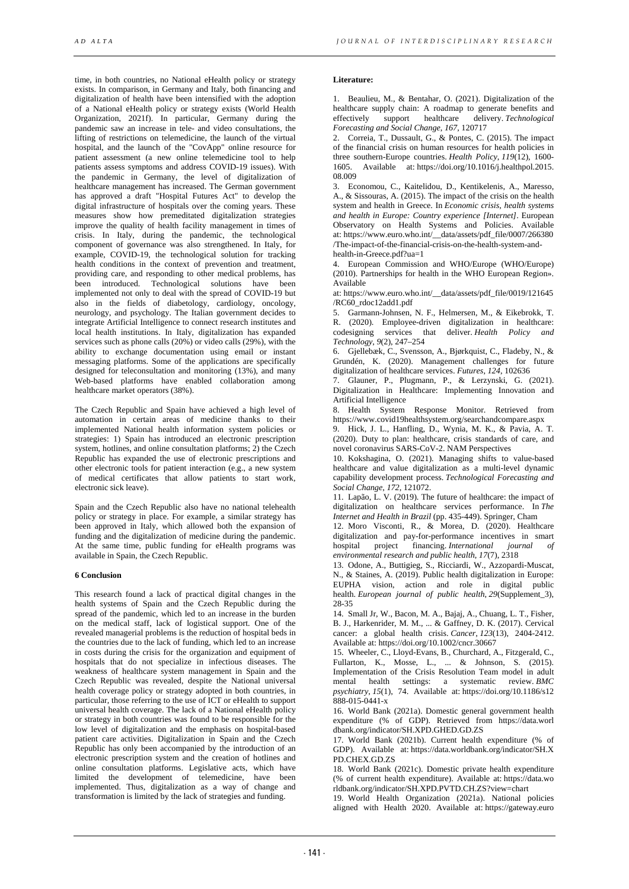time, in both countries, no National eHealth policy or strategy exists. In comparison, in Germany and Italy, both financing and digitalization of health have been intensified with the adoption of a National eHealth policy or strategy exists (World Health Organization, 2021f). In particular, Germany during the pandemic saw an increase in tele- and video consultations, the lifting of restrictions on telemedicine, the launch of the virtual hospital, and the launch of the "CovApp" online resource for patient assessment (a new online telemedicine tool to help patients assess symptoms and address COVID-19 issues). With the pandemic in Germany, the level of digitalization of healthcare management has increased. The German government has approved a draft "Hospital Futures Act" to develop the digital infrastructure of hospitals over the coming years. These measures show how premeditated digitalization strategies improve the quality of health facility management in times of crisis. In Italy, during the pandemic, the technological component of governance was also strengthened. In Italy, for example, COVID-19, the technological solution for tracking health conditions in the context of prevention and treatment, providing care, and responding to other medical problems, has been introduced. Technological solutions have been implemented not only to deal with the spread of COVID-19 but also in the fields of diabetology, cardiology, oncology, neurology, and psychology. The Italian government decides to integrate Artificial Intelligence to connect research institutes and local health institutions. In Italy, digitalization has expanded services such as phone calls (20%) or video calls (29%), with the ability to exchange documentation using email or instant messaging platforms. Some of the applications are specifically designed for teleconsultation and monitoring (13%), and many Web-based platforms have enabled collaboration among healthcare market operators (38%).

The Czech Republic and Spain have achieved a high level of automation in certain areas of medicine thanks to their implemented National health information system policies or strategies: 1) Spain has introduced an electronic prescription system, hotlines, and online consultation platforms; 2) the Czech Republic has expanded the use of electronic prescriptions and other electronic tools for patient interaction (e.g., a new system of medical certificates that allow patients to start work, electronic sick leave).

Spain and the Czech Republic also have no national telehealth policy or strategy in place. For example, a similar strategy has been approved in Italy, which allowed both the expansion of funding and the digitalization of medicine during the pandemic. At the same time, public funding for eHealth programs was available in Spain, the Czech Republic.

## 6 Conclusion

This research found a lack of practical digital changes in the health systems of Spain and the Czech Republic during the spread of the pandemic, which led to an increase in the burden on the medical staff, lack of logistical support. One of the revealed managerial problems is the reduction of hospital beds in the countries due to the lack of funding, which led to an increase in costs during the crisis for the organization and equipment of hospitals that do not specialize in infectious diseases. The weakness of healthcare system management in Spain and the Czech Republic was revealed, despite the National universal health coverage policy or strategy adopted in both countries, in particular, those referring to the use of ICT or eHealth to support universal health coverage. The lack of a National eHealth policy or strategy in both countries was found to be responsible for the low level of digitalization and the emphasis on hospital-based patient care activities. Digitalization in Spain and the Czech Republic has only been accompanied by the introduction of an electronic prescription system and the creation of hotlines and online consultation platforms. Legislative acts, which have limited the development of telemedicine, have been implemented. Thus, digitalization as a way of change and transformation is limited by the lack of strategies and funding.

**Literature:**

1. Beaulieu, M., & Bentahar, O. (2021). Digitalization of the healthcare supply chain: A roadmap to generate benefits and effectively support healthcare delivery. *Technological Forecasting and Social Change, 167*, 120717
2. Correia, T., Dussault, G., & Pontes, C. (2015). The impact of the financial crisis on human resources for health policies in three southern-Europe countries. *Health Policy, 119*(12), 1600-1605. Available at: https://doi.org/10.1016/j.healthpol.2015.08.009
3. Economou, C., Kaitelidou, D., Kentikelenis, A., Maresso, A., & Sissouras, A. (2015). The impact of the crisis on the health system and health in Greece. In *Economic crisis, health systems and health in Europe: Country experience [Internet]*. European Observatory on Health Systems and Policies. Available at: https://www.euro.who.int/__data/assets/pdf_file/0007/266380/The-impact-of-the-financial-crisis-on-the-health-system-and-health-in-Greece.pdf?ua=1
4. European Commission and WHO/Europe (WHO/Europe) (2010). Partnerships for health in the WHO European Region». Available at: https://www.euro.who.int/__data/assets/pdf_file/0019/121645/RC60_rdoc12add1.pdf
5. Garmann-Johnsen, N. F., Helmersen, M., & Eikebrokk, T. R. (2020). Employee-driven digitalization in healthcare: codesigning services that deliver. *Health Policy and Technology, 9*(2), 247–254
6. Gjellebæk, C., Svensson, A., Bjørkquist, C., Fladeby, N., & Grundén, K. (2020). Management challenges for future digitalization of healthcare services. *Futures, 124*, 102636
7. Glauner, P., Plugmann, P., & Lerzynski, G. (2021). Digitalization in Healthcare: Implementing Innovation and Artificial Intelligence
8. Health System Response Monitor. Retrieved from https://www.covid19healthsystem.org/searchandcompare.aspx
9. Hick, J. L., Hanfling, D., Wynia, M. K., & Pavia, A. T. (2020). Duty to plan: healthcare, crisis standards of care, and novel coronavirus SARS-CoV-2. NAM Perspectives
10. Kokshagina, O. (2021). Managing shifts to value-based healthcare and value digitalization as a multi-level dynamic capability development process. *Technological Forecasting and Social Change, 172*, 121072.
11. Lapão, L. V. (2019). The future of healthcare: the impact of digitalization on healthcare services performance. In *The Internet and Health in Brazil* (pp. 435-449). Springer, Cham
12. Moro Visconti, R., & Morea, D. (2020). Healthcare digitalization and pay-for-performance incentives in smart hospital project financing. *International journal of environmental research and public health, 17*(7), 2318
13. Odone, A., Buttigieg, S., Ricciardi, W., Azzopardi-Muscat, N., & Staines, A. (2019). Public health digitalization in Europe: EUPHA vision, action and role in digital public health. *European journal of public health, 29*(Supplement_3), 28-35
14. Small Jr, W., Bacon, M. A., Bajaj, A., Chuang, L. T., Fisher, B. J., Harkenrider, M. M., ... & Gaffney, D. K. (2017). Cervical cancer: a global health crisis. *Cancer, 123*(13), 2404-2412. Available at: https://doi.org/10.1002/cncr.30667
15. Wheeler, C., Lloyd-Evans, B., Churchard, A., Fitzgerald, C., Fullarton, K., Mosse, L., ... & Johnson, S. (2015). Implementation of the Crisis Resolution Team model in adult mental health settings: a systematic review. *BMC psychiatry, 15*(1), 74. Available at: https://doi.org/10.1186/s12888-015-0441-x
16. World Bank (2021a). Domestic general government health expenditure (% of GDP). Retrieved from https://data.worldbank.org/indicator/SH.XPD.GHED.GD.ZS
17. World Bank (2021b). Current health expenditure (% of GDP). Available at: https://data.worldbank.org/indicator/SH.XPD.CHEX.GD.ZS
18. World Bank (2021c). Domestic private health expenditure (% of current health expenditure). Available at: https://data.worldbank.org/indicator/SH.XPD.PVTD.CH.ZS?view=chart
19. World Health Organization (2021a). National policies aligned with Health 2020. Available at: https://gateway.euro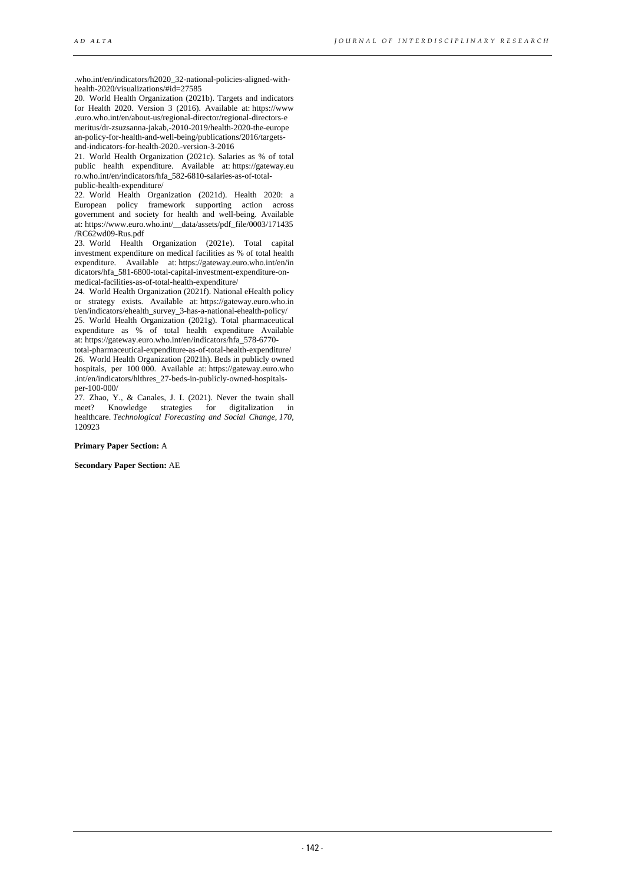.who.int/en/indicators/h2020_32-national-policies-aligned-with-health-2020/visualizations/#id=27585

20. World Health Organization (2021b). Targets and indicators for Health 2020. Version 3 (2016). Available at: https://www.euro.who.int/en/about-us/regional-director/regional-directors-emeritus/dr-zsuzsanna-jakab,-2010-2019/health-2020-the-european-policy-for-health-and-well-being/publications/2016/targets-and-indicators-for-health-2020.-version-3-2016

21. World Health Organization (2021c). Salaries as % of total public health expenditure. Available at: https://gateway.euro.who.int/en/indicators/hfa_582-6810-salaries-as-of-total-public-health-expenditure/

22. World Health Organization (2021d). Health 2020: a European policy framework supporting action across government and society for health and well-being. Available at: https://www.euro.who.int/__data/assets/pdf_file/0003/171435/RC62wd09-Rus.pdf

23. World Health Organization (2021e). Total capital investment expenditure on medical facilities as % of total health expenditure. Available at: https://gateway.euro.who.int/en/indicators/hfa_581-6800-total-capital-investment-expenditure-on-medical-facilities-as-of-total-health-expenditure/

24. World Health Organization (2021f). National eHealth policy or strategy exists. Available at: https://gateway.euro.who.int/en/indicators/ehealth_survey_3-has-a-national-ehealth-policy/

25. World Health Organization (2021g). Total pharmaceutical expenditure as % of total health expenditure Available at: https://gateway.euro.who.int/en/indicators/hfa_578-6770-total-pharmaceutical-expenditure-as-of-total-health-expenditure/

26. World Health Organization (2021h). Beds in publicly owned hospitals, per 100 000. Available at: https://gateway.euro.who.int/en/indicators/hlthres_27-beds-in-publicly-owned-hospitals-per-100-000/

27. Zhao, Y., & Canales, J. I. (2021). Never the twain shall meet? Knowledge strategies for digitalization in healthcare. *Technological Forecasting and Social Change, 170*, 120923

**Primary Paper Section:** A

**Secondary Paper Section:** AE